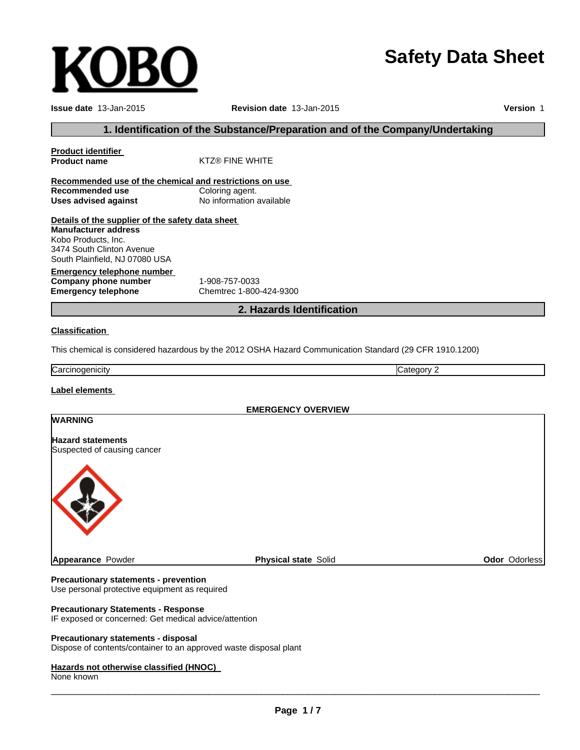KOBO

# Safety Data Sheet

**Issue date** 13-Jan-2015 **Revision date** 13-Jan-2015 **Version** 1

## 1. Identification of the Substance/Preparation and of the Company/Undertaking

**Product identifier**

**Product name** KTZ® FINE WHITE

**Recommended use of the chemical and restrictions on use**

**Recommended use** Coloring agent.

**Uses advised against** No information available

**Details of the supplier of the safety data sheet**

**Manufacturer address**
Kobo Products, Inc.
3474 South Clinton Avenue
South Plainfield, NJ 07080 USA

**Emergency telephone number**

**Company phone number** 1-908-757-0033

**Emergency telephone** Chemtrec 1-800-424-9300

## 2. Hazards Identification

**Classification**

This chemical is considered hazardous by the 2012 OSHA Hazard Communication Standard (29 CFR 1910.1200)

| Carcinogenicity | Category 2 |
|---|---|

**Label elements**

**EMERGENCY OVERVIEW**

**WARNING**

**Hazard statements**
Suspected of causing cancer

**Appearance** Powder **Physical state** Solid **Odor** Odorless

**Precautionary statements - prevention**
Use personal protective equipment as required

**Precautionary Statements - Response**
IF exposed or concerned: Get medical advice/attention

**Precautionary statements - disposal**
Dispose of contents/container to an approved waste disposal plant

**Hazards not otherwise classified (HNOC)**
None known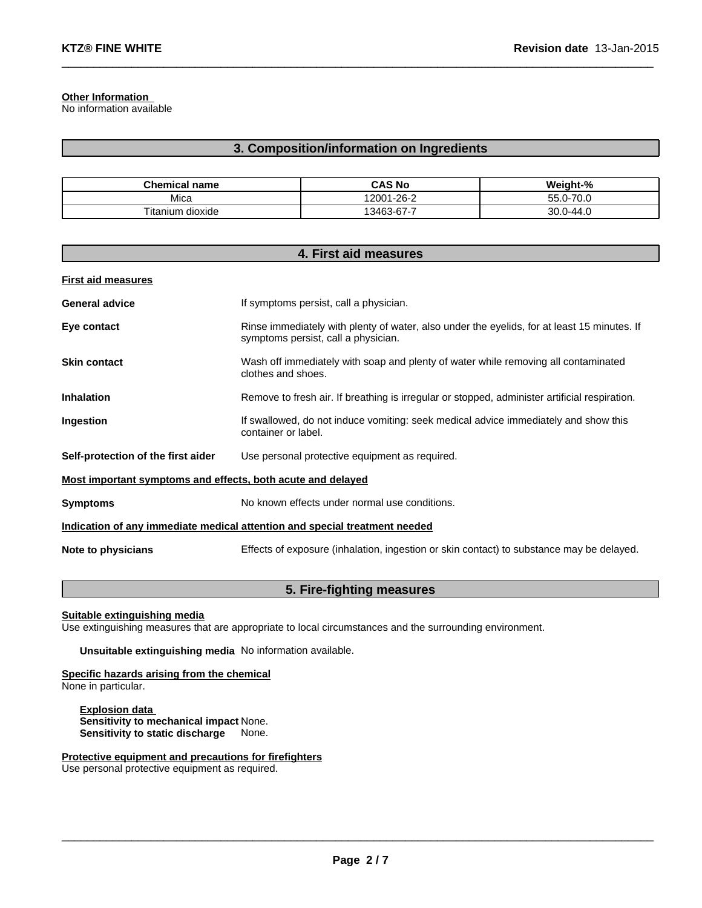**Other Information**
No information available

## 3. Composition/information on Ingredients

| Chemical name | CAS No | Weight-% |
|---|---|---|
| Mica | 12001-26-2 | 55.0-70.0 |
| Titanium dioxide | 13463-67-7 | 30.0-44.0 |

## 4. First aid measures

**First aid measures**

**General advice** If symptoms persist, call a physician.

**Eye contact** Rinse immediately with plenty of water, also under the eyelids, for at least 15 minutes. If symptoms persist, call a physician.

**Skin contact** Wash off immediately with soap and plenty of water while removing all contaminated clothes and shoes.

**Inhalation** Remove to fresh air. If breathing is irregular or stopped, administer artificial respiration.

**Ingestion** If swallowed, do not induce vomiting: seek medical advice immediately and show this container or label.

**Self-protection of the first aider** Use personal protective equipment as required.

**Most important symptoms and effects, both acute and delayed**

**Symptoms** No known effects under normal use conditions.

**Indication of any immediate medical attention and special treatment needed**

**Note to physicians** Effects of exposure (inhalation, ingestion or skin contact) to substance may be delayed.

## 5. Fire-fighting measures

**Suitable extinguishing media**
Use extinguishing measures that are appropriate to local circumstances and the surrounding environment.

**Unsuitable extinguishing media** No information available.

**Specific hazards arising from the chemical**
None in particular.

**Explosion data**
**Sensitivity to mechanical impact** None.
**Sensitivity to static discharge** None.

**Protective equipment and precautions for firefighters**
Use personal protective equipment as required.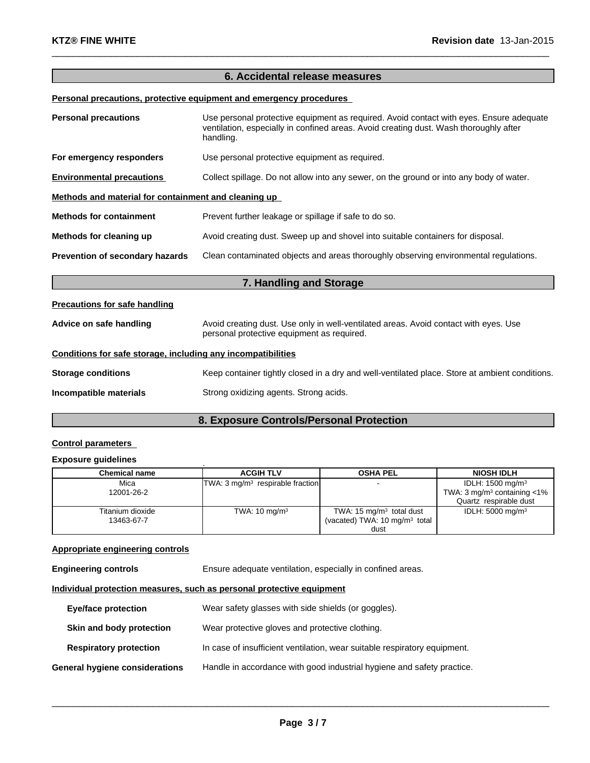## 6. Accidental release measures

**Personal precautions, protective equipment and emergency procedures**

**Personal precautions** Use personal protective equipment as required. Avoid contact with eyes. Ensure adequate ventilation, especially in confined areas. Avoid creating dust. Wash thoroughly after handling.

**For emergency responders** Use personal protective equipment as required.

**Environmental precautions** Collect spillage. Do not allow into any sewer, on the ground or into any body of water.

**Methods and material for containment and cleaning up**

**Methods for containment** Prevent further leakage or spillage if safe to do so.

**Methods for cleaning up** Avoid creating dust. Sweep up and shovel into suitable containers for disposal.

**Prevention of secondary hazards** Clean contaminated objects and areas thoroughly observing environmental regulations.

## 7. Handling and Storage

**Precautions for safe handling**

**Advice on safe handling** Avoid creating dust. Use only in well-ventilated areas. Avoid contact with eyes. Use personal protective equipment as required.

**Conditions for safe storage, including any incompatibilities**

**Storage conditions** Keep container tightly closed in a dry and well-ventilated place. Store at ambient conditions.

**Incompatible materials** Strong oxidizing agents. Strong acids.

## 8. Exposure Controls/Personal Protection

**Control parameters**

**Exposure guidelines**

| Chemical name | ACGIH TLV | OSHA PEL | NIOSH IDLH |
|---|---|---|---|
| Mica<br>12001-26-2 | TWA: 3 mg/m³ respirable fraction | - | IDLH: 1500 mg/m³<br>TWA: 3 mg/m³ containing <1% Quartz respirable dust |
| Titanium dioxide<br>13463-67-7 | TWA: 10 mg/m³ | TWA: 15 mg/m³ total dust<br>(vacated) TWA: 10 mg/m³ total dust | IDLH: 5000 mg/m³ |

**Appropriate engineering controls**

**Engineering controls** Ensure adequate ventilation, especially in confined areas.

**Individual protection measures, such as personal protective equipment**

**Eye/face protection** Wear safety glasses with side shields (or goggles).

**Skin and body protection** Wear protective gloves and protective clothing.

**Respiratory protection** In case of insufficient ventilation, wear suitable respiratory equipment.

**General hygiene considerations** Handle in accordance with good industrial hygiene and safety practice.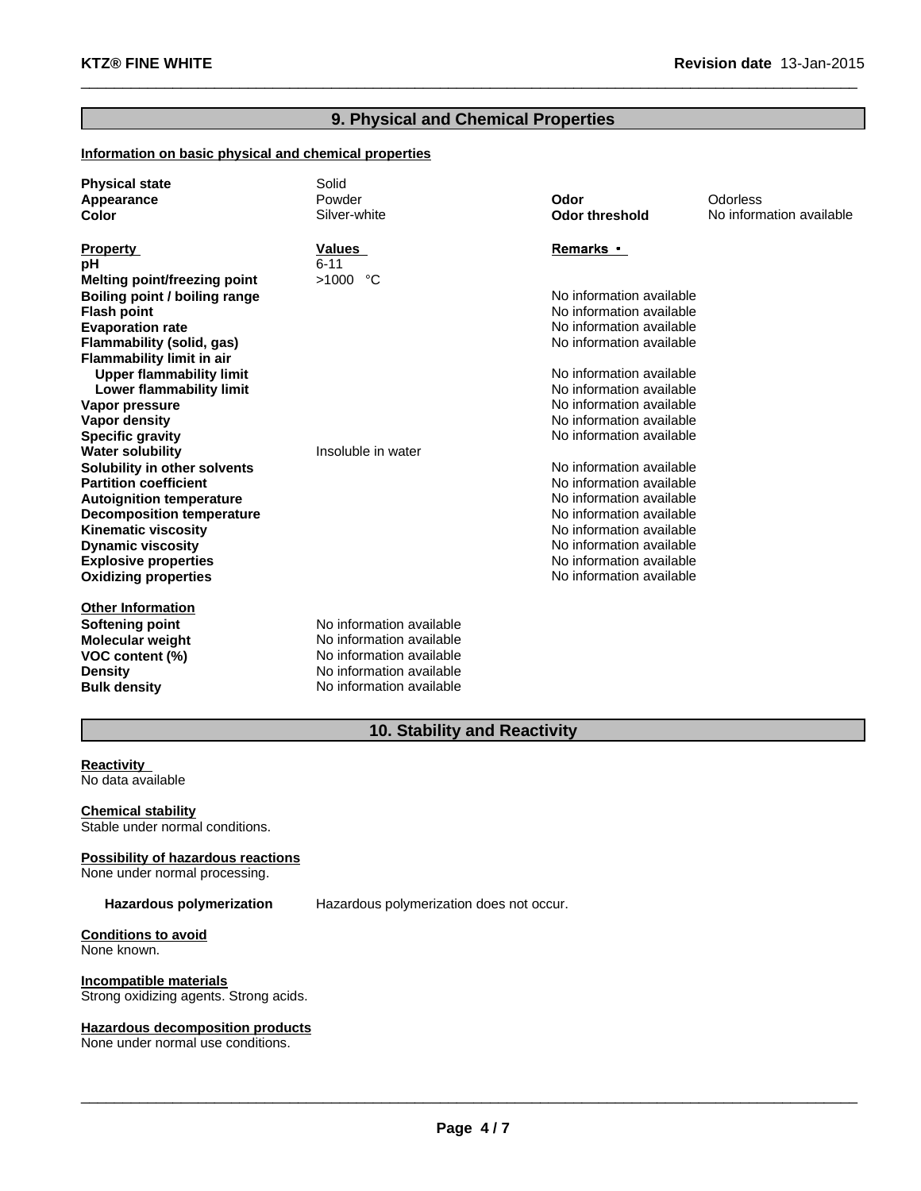## 9. Physical and Chemical Properties

**Information on basic physical and chemical properties**

| | | | |
|---|---|---|---|
| **Physical state** | Solid | | |
| **Appearance** | Powder | **Odor** | Odorless |
| **Color** | Silver-white | **Odor threshold** | No information available |

| **Property** | **Values** | **Remarks •** |
|---|---|---|
| **pH** | 6-11 | |
| **Melting point/freezing point** | >1000 °C | |
| **Boiling point / boiling range** | | No information available |
| **Flash point** | | No information available |
| **Evaporation rate** | | No information available |
| **Flammability (solid, gas)** | | No information available |
| **Flammability limit in air** | | |
| **Upper flammability limit** | | No information available |
| **Lower flammability limit** | | No information available |
| **Vapor pressure** | | No information available |
| **Vapor density** | | No information available |
| **Specific gravity** | | No information available |
| **Water solubility** | Insoluble in water | |
| **Solubility in other solvents** | | No information available |
| **Partition coefficient** | | No information available |
| **Autoignition temperature** | | No information available |
| **Decomposition temperature** | | No information available |
| **Kinematic viscosity** | | No information available |
| **Dynamic viscosity** | | No information available |
| **Explosive properties** | | No information available |
| **Oxidizing properties** | | No information available |

**Other Information**

| | |
|---|---|
| **Softening point** | No information available |
| **Molecular weight** | No information available |
| **VOC content (%)** | No information available |
| **Density** | No information available |
| **Bulk density** | No information available |

## 10. Stability and Reactivity

**Reactivity**
No data available

**Chemical stability**
Stable under normal conditions.

**Possibility of hazardous reactions**
None under normal processing.

**Hazardous polymerization** Hazardous polymerization does not occur.

**Conditions to avoid**
None known.

**Incompatible materials**
Strong oxidizing agents. Strong acids.

**Hazardous decomposition products**
None under normal use conditions.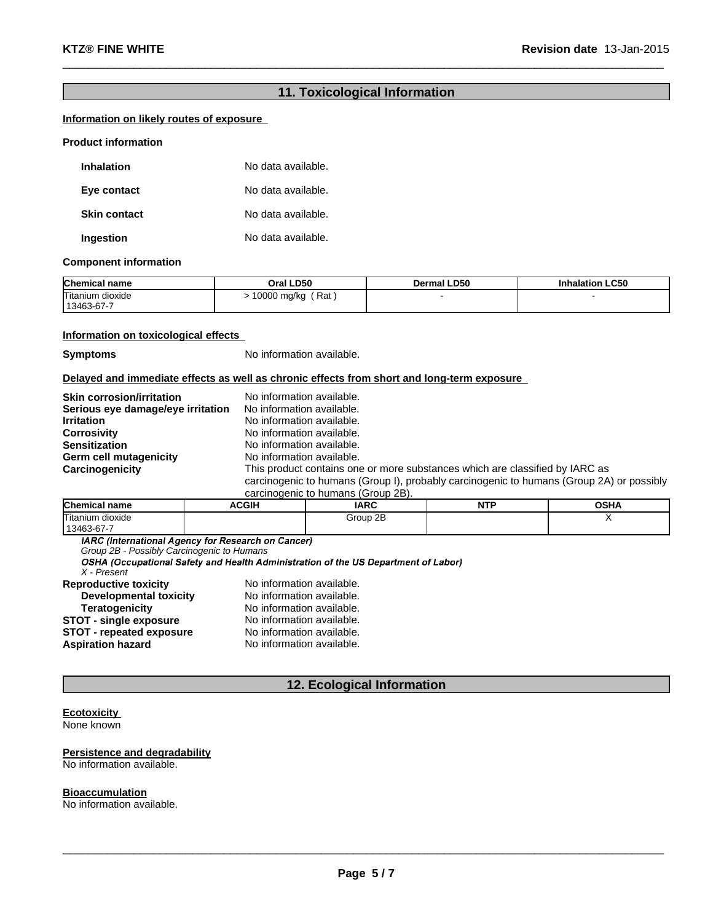## 11. Toxicological Information

**Information on likely routes of exposure**

**Product information**

**Inhalation** No data available.

**Eye contact** No data available.

**Skin contact** No data available.

**Ingestion** No data available.

**Component information**

| Chemical name | Oral LD50 | Dermal LD50 | Inhalation LC50 |
|---|---|---|---|
| Titanium dioxide 13463-67-7 | > 10000 mg/kg ( Rat ) | - | - |

**Information on toxicological effects**

**Symptoms** No information available.

**Delayed and immediate effects as well as chronic effects from short and long-term exposure**

**Skin corrosion/irritation** No information available.
**Serious eye damage/eye irritation** No information available.
**Irritation** No information available.
**Corrosivity** No information available.
**Sensitization** No information available.
**Germ cell mutagenicity** No information available.
**Carcinogenicity** This product contains one or more substances which are classified by IARC as carcinogenic to humans (Group I), probably carcinogenic to humans (Group 2A) or possibly carcinogenic to humans (Group 2B).

| Chemical name | ACGIH | IARC | NTP | OSHA |
|---|---|---|---|---|
| Titanium dioxide 13463-67-7 | | Group 2B | | X |

***IARC (International Agency for Research on Cancer)***
*Group 2B - Possibly Carcinogenic to Humans*
***OSHA (Occupational Safety and Health Administration of the US Department of Labor)***
*X - Present*

**Reproductive toxicity** No information available.
**Developmental toxicity** No information available.
**Teratogenicity** No information available.
**STOT - single exposure** No information available.
**STOT - repeated exposure** No information available.
**Aspiration hazard** No information available.

## 12. Ecological Information

**Ecotoxicity**
None known

**Persistence and degradability**
No information available.

**Bioaccumulation**
No information available.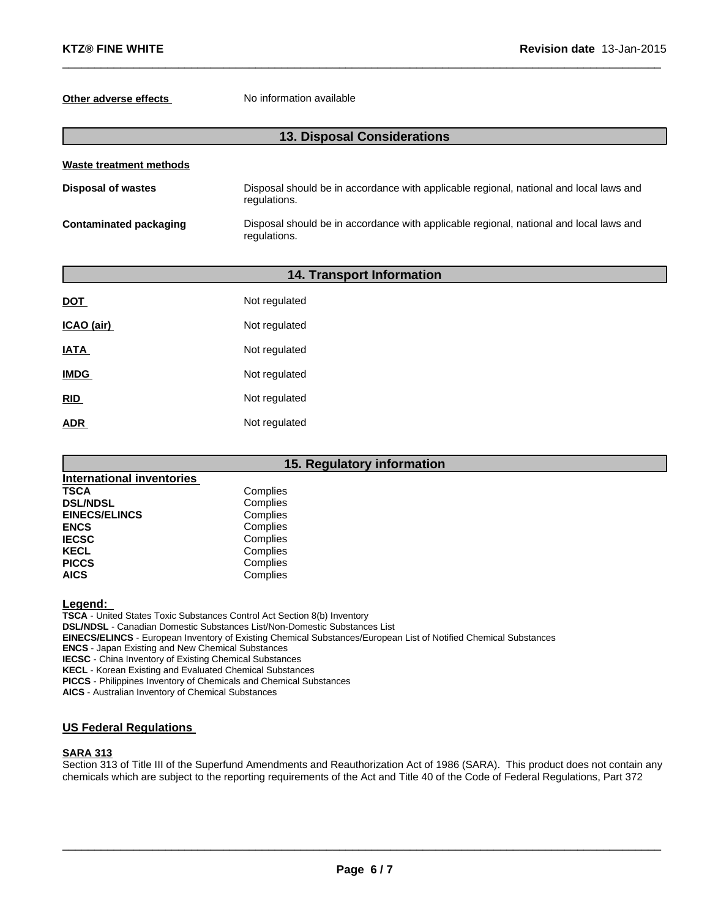**Other adverse effects** No information available

## 13. Disposal Considerations

**Waste treatment methods**

| | |
|---|---|
| **Disposal of wastes** | Disposal should be in accordance with applicable regional, national and local laws and regulations. |
| **Contaminated packaging** | Disposal should be in accordance with applicable regional, national and local laws and regulations. |

## 14. Transport Information

| | |
|---|---|
| **DOT** | Not regulated |
| **ICAO (air)** | Not regulated |
| **IATA** | Not regulated |
| **IMDG** | Not regulated |
| **RID** | Not regulated |
| **ADR** | Not regulated |

## 15. Regulatory information

**International inventories**

| | |
|---|---|
| **TSCA** | Complies |
| **DSL/NDSL** | Complies |
| **EINECS/ELINCS** | Complies |
| **ENCS** | Complies |
| **IECSC** | Complies |
| **KECL** | Complies |
| **PICCS** | Complies |
| **AICS** | Complies |

**Legend:**

**TSCA** - United States Toxic Substances Control Act Section 8(b) Inventory
**DSL/NDSL** - Canadian Domestic Substances List/Non-Domestic Substances List
**EINECS/ELINCS** - European Inventory of Existing Chemical Substances/European List of Notified Chemical Substances
**ENCS** - Japan Existing and New Chemical Substances
**IECSC** - China Inventory of Existing Chemical Substances
**KECL** - Korean Existing and Evaluated Chemical Substances
**PICCS** - Philippines Inventory of Chemicals and Chemical Substances
**AICS** - Australian Inventory of Chemical Substances

### US Federal Regulations

**SARA 313**

Section 313 of Title III of the Superfund Amendments and Reauthorization Act of 1986 (SARA). This product does not contain any chemicals which are subject to the reporting requirements of the Act and Title 40 of the Code of Federal Regulations, Part 372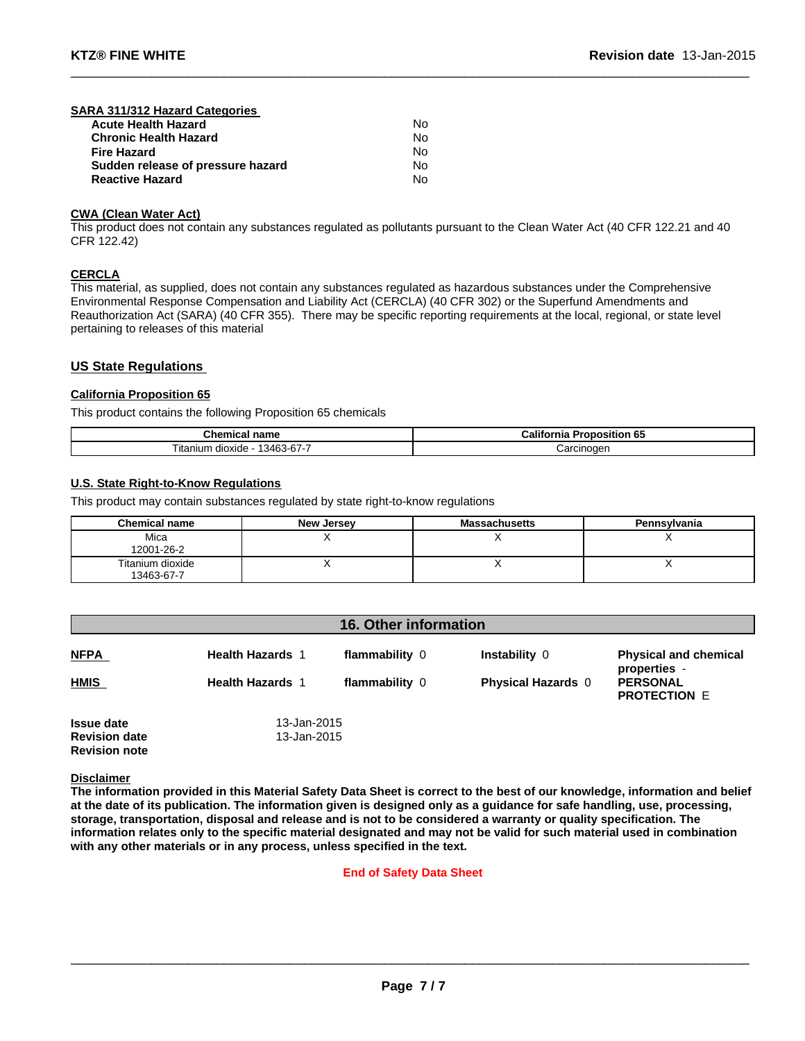#### SARA 311/312 Hazard Categories

| | |
|---|---|
| **Acute Health Hazard** | No |
| **Chronic Health Hazard** | No |
| **Fire Hazard** | No |
| **Sudden release of pressure hazard** | No |
| **Reactive Hazard** | No |

#### CWA (Clean Water Act)

This product does not contain any substances regulated as pollutants pursuant to the Clean Water Act (40 CFR 122.21 and 40 CFR 122.42)

#### CERCLA

This material, as supplied, does not contain any substances regulated as hazardous substances under the Comprehensive Environmental Response Compensation and Liability Act (CERCLA) (40 CFR 302) or the Superfund Amendments and Reauthorization Act (SARA) (40 CFR 355). There may be specific reporting requirements at the local, regional, or state level pertaining to releases of this material

### US State Regulations

#### California Proposition 65

This product contains the following Proposition 65 chemicals

| Chemical name | California Proposition 65 |
|---|---|
| Titanium dioxide - 13463-67-7 | Carcinogen |

#### U.S. State Right-to-Know Regulations

This product may contain substances regulated by state right-to-know regulations

| Chemical name | New Jersey | Massachusetts | Pennsylvania |
|---|---|---|---|
| Mica 12001-26-2 | X | X | X |
| Titanium dioxide 13463-67-7 | X | X | X |

## 16. Other information

| | | | | |
|---|---|---|---|---|
| **NFPA** | **Health Hazards** 1 | **flammability** 0 | **Instability** 0 | **Physical and chemical properties** - |
| **HMIS** | **Health Hazards** 1 | **flammability** 0 | **Physical Hazards** 0 | **PERSONAL PROTECTION** E |

**Issue date** 13-Jan-2015
**Revision date** 13-Jan-2015
**Revision note**

#### Disclaimer

**The information provided in this Material Safety Data Sheet is correct to the best of our knowledge, information and belief at the date of its publication. The information given is designed only as a guidance for safe handling, use, processing, storage, transportation, disposal and release and is not to be considered a warranty or quality specification. The information relates only to the specific material designated and may not be valid for such material used in combination with any other materials or in any process, unless specified in the text.**

**End of Safety Data Sheet**